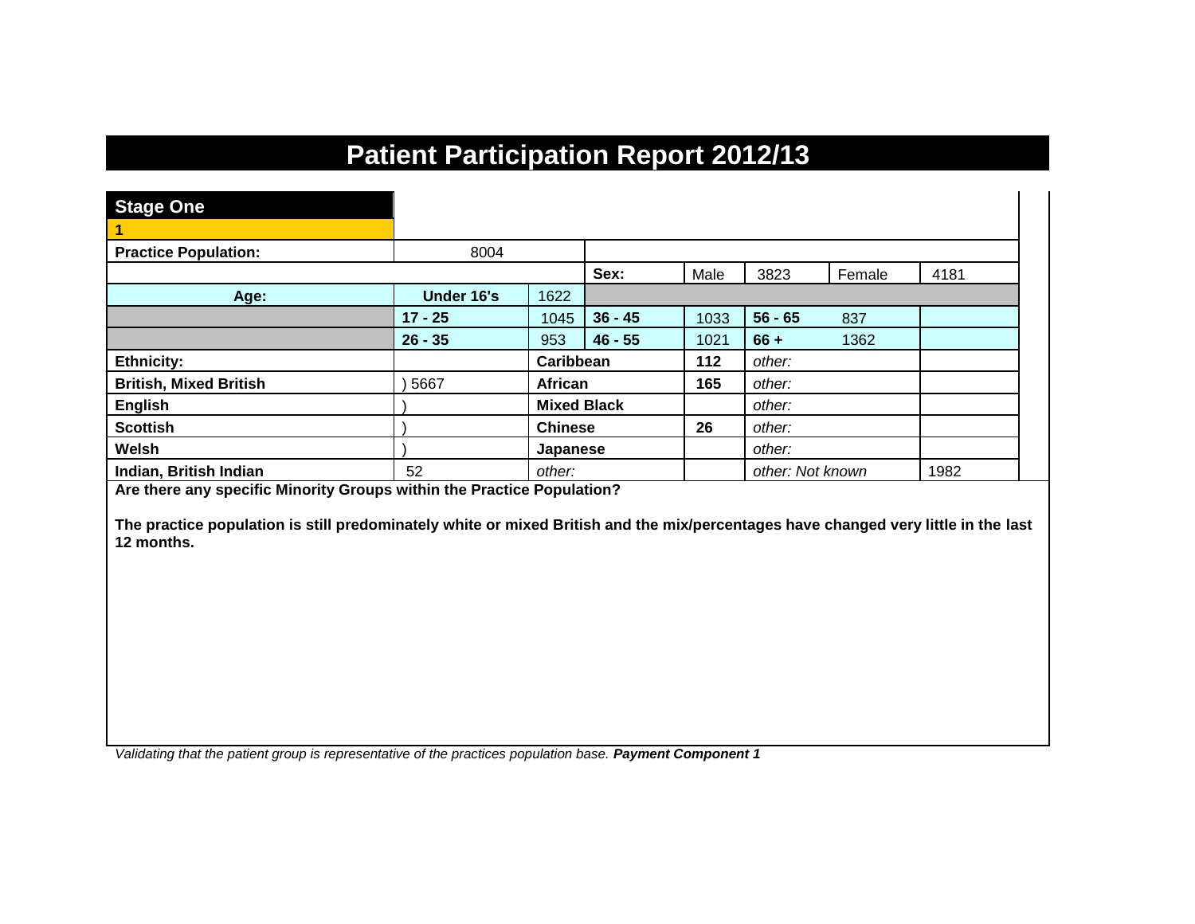# Patient Participation Report 2012/13

## Stage One

**1**

| | | | | | | | |
|---|---|---|---|---|---|---|---|
| **Practice Population:** | 8004 | | | | | | |
| | | | **Sex:** | Male | 3823 | Female | 4181 |
| **Age:** | **Under 16's** | 1622 | | | | | |
| | **17 - 25** | 1045 | **36 - 45** | 1033 | **56 - 65** | 837 | |
| | **26 - 35** | 953 | **46 - 55** | 1021 | **66 +** | 1362 | |
| **Ethnicity:** | | **Caribbean** | | **112** | *other:* | | |
| **British, Mixed British** | ) 5667 | **African** | | **165** | *other:* | | |
| **English** | ) | **Mixed Black** | | | *other:* | | |
| **Scottish** | ) | **Chinese** | | **26** | *other:* | | |
| **Welsh** | ) | **Japanese** | | | *other:* | | |
| **Indian, British Indian** | 52 | *other:* | | | *other: Not known* | | 1982 |

**Are there any specific Minority Groups within the Practice Population?**

**The practice population is still predominately white or mixed British and the mix/percentages have changed very little in the last 12 months.**

*Validating that the patient group is representative of the practices population base.* ***Payment Component 1***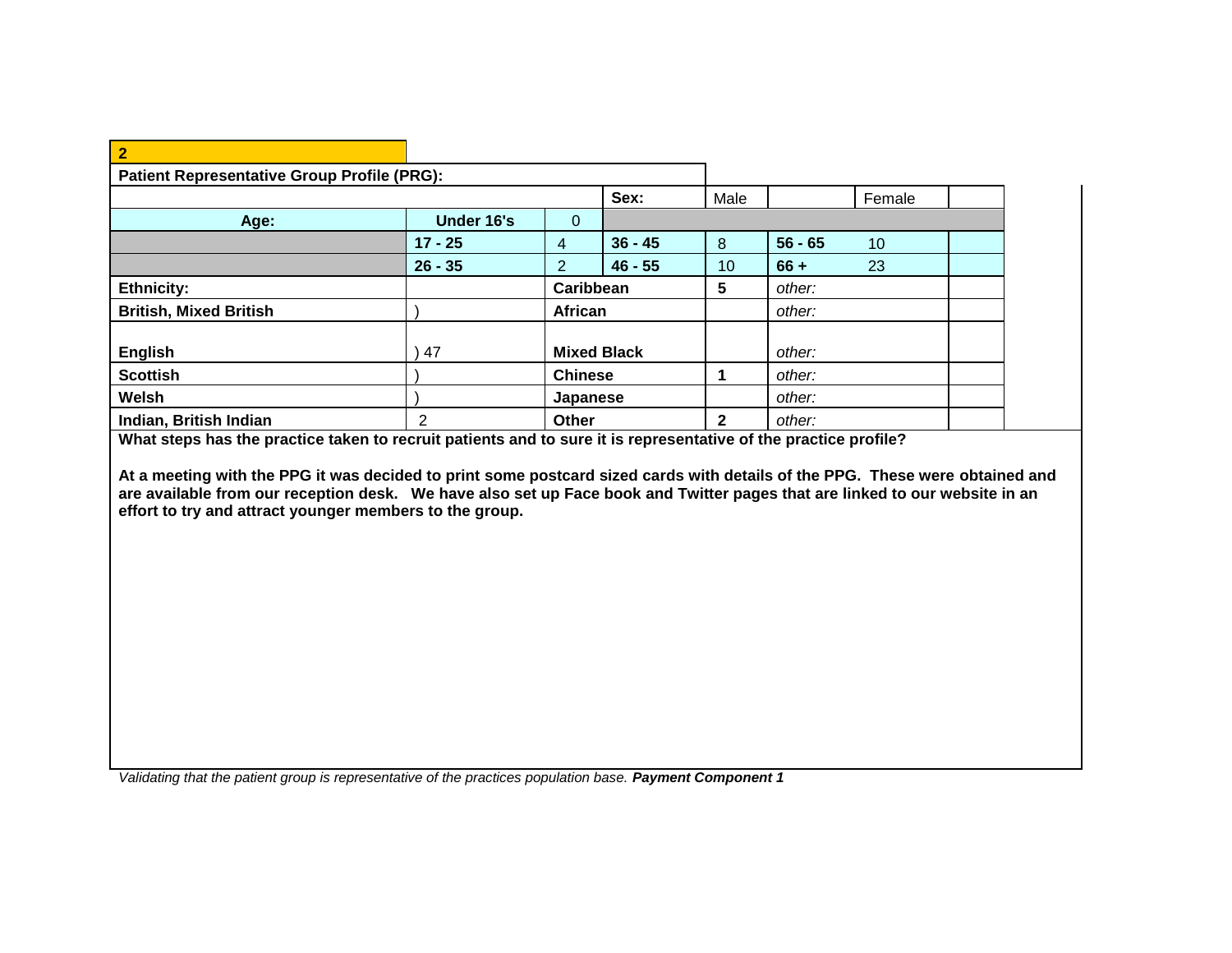**2**

**Patient Representative Group Profile (PRG):**

| | | | Sex: | Male | | Female | |
|---|---|---|---|---|---|---|---|
| **Age:** | **Under 16's** | 0 | | | | | |
| | **17 - 25** | 4 | **36 - 45** | 8 | **56 - 65** | 10 | |
| | **26 - 35** | 2 | **46 - 55** | 10 | **66 +** | 23 | |
| **Ethnicity:** | | **Caribbean** | | **5** | *other:* | | |
| **British, Mixed British** | ) | **African** | | | *other:* | | |
| **English** | ) 47 | **Mixed Black** | | | *other:* | | |
| **Scottish** | ) | **Chinese** | | **1** | *other:* | | |
| **Welsh** | ) | **Japanese** | | | *other:* | | |
| **Indian, British Indian** | 2 | **Other** | | **2** | *other:* | | |

**What steps has the practice taken to recruit patients and to sure it is representative of the practice profile?**

**At a meeting with the PPG it was decided to print some postcard sized cards with details of the PPG. These were obtained and are available from our reception desk. We have also set up Face book and Twitter pages that are linked to our website in an effort to try and attract younger members to the group.**

*Validating that the patient group is representative of the practices population base.* ***Payment Component 1***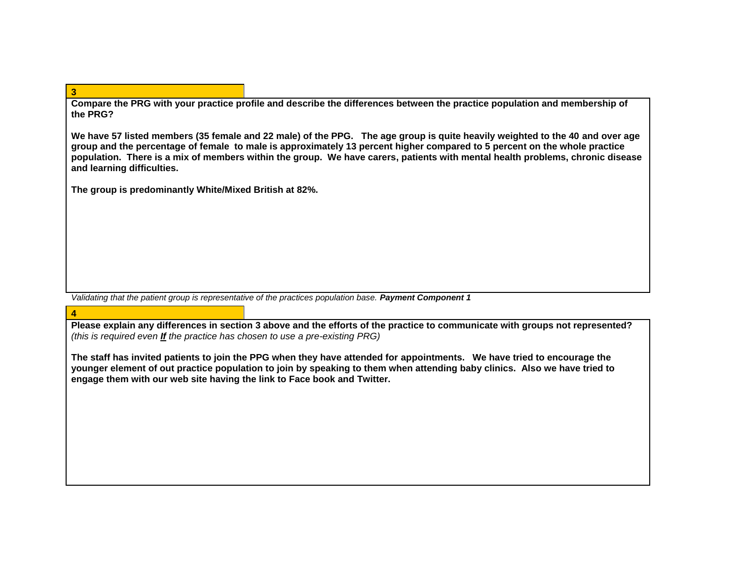**3**

**Compare the PRG with your practice profile and describe the differences between the practice population and membership of the PRG?**

**We have 57 listed members (35 female and 22 male) of the PPG. The age group is quite heavily weighted to the 40 and over age group and the percentage of female to male is approximately 13 percent higher compared to 5 percent on the whole practice population. There is a mix of members within the group. We have carers, patients with mental health problems, chronic disease and learning difficulties.**

**The group is predominantly White/Mixed British at 82%.**

*Validating that the patient group is representative of the practices population base.* ***Payment Component 1***

**4**

**Please explain any differences in section 3 above and the efforts of the practice to communicate with groups not represented?**
*(this is required even* ***If*** *the practice has chosen to use a pre-existing PRG)*

**The staff has invited patients to join the PPG when they have attended for appointments. We have tried to encourage the younger element of out practice population to join by speaking to them when attending baby clinics. Also we have tried to engage them with our web site having the link to Face book and Twitter.**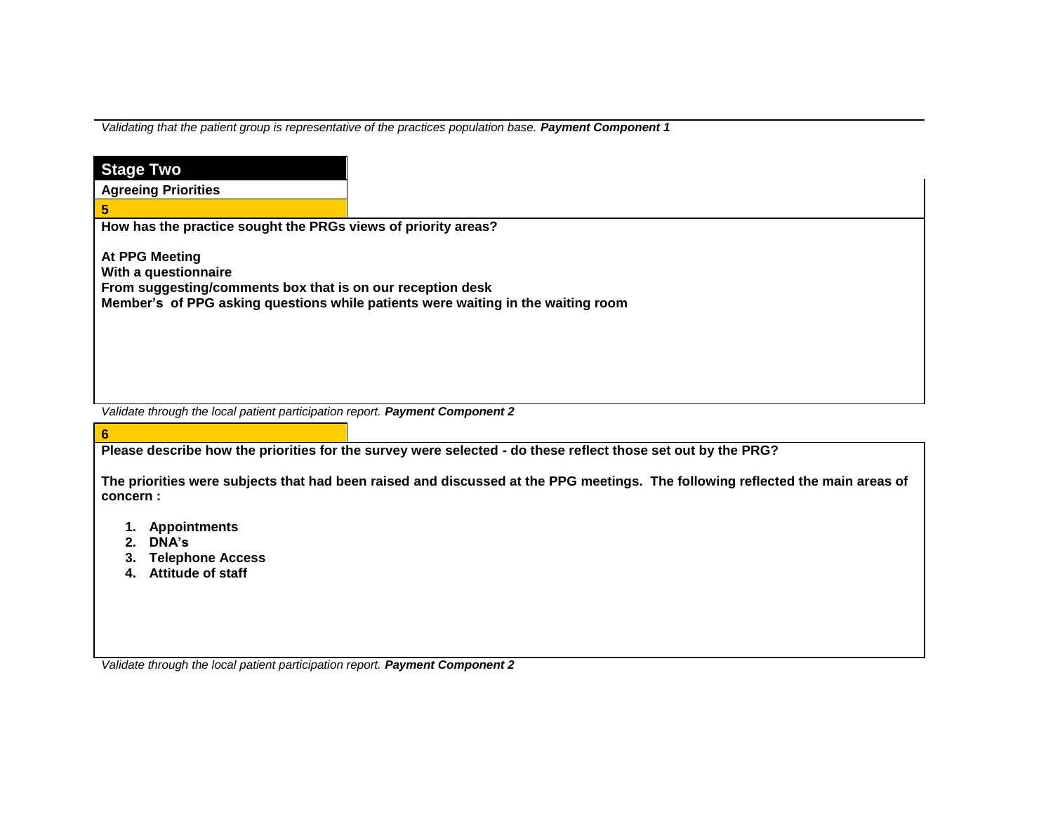*Validating that the patient group is representative of the practices population base.* ***Payment Component 1***

## Stage Two

**Agreeing Priorities**

**5**

**How has the practice sought the PRGs views of priority areas?**

**At PPG Meeting**
**With a questionnaire**
**From suggesting/comments box that is on our reception desk**
**Member's of PPG asking questions while patients were waiting in the waiting room**

*Validate through the local patient participation report.* ***Payment Component 2***

**6**

**Please describe how the priorities for the survey were selected - do these reflect those set out by the PRG?**

**The priorities were subjects that had been raised and discussed at the PPG meetings. The following reflected the main areas of concern :**

1. **Appointments**
2. **DNA's**
3. **Telephone Access**
4. **Attitude of staff**

*Validate through the local patient participation report.* ***Payment Component 2***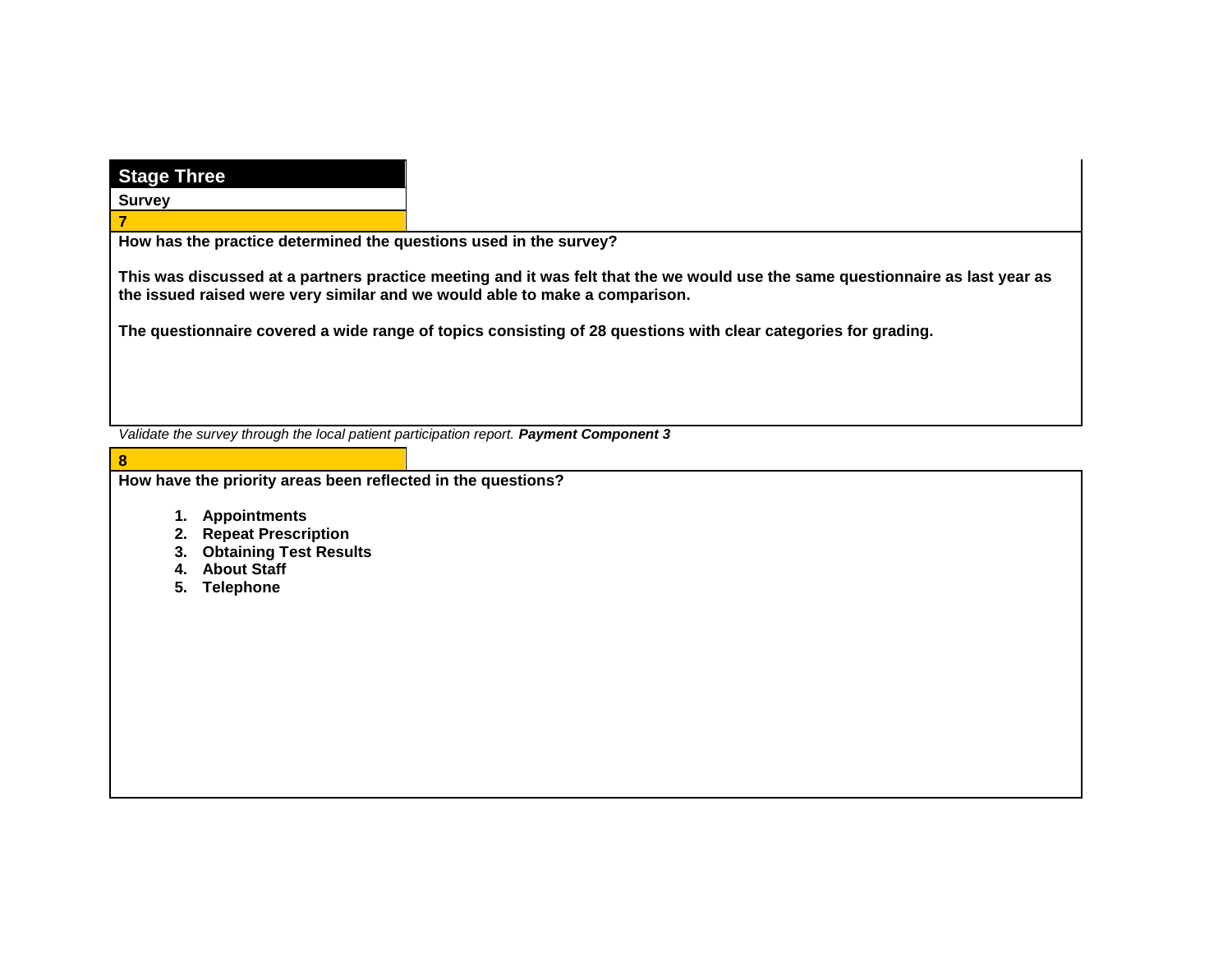## Stage Three

**Survey**

**7**

**How has the practice determined the questions used in the survey?**

**This was discussed at a partners practice meeting and it was felt that the we would use the same questionnaire as last year as the issued raised were very similar and we would able to make a comparison.**

**The questionnaire covered a wide range of topics consisting of 28 questions with clear categories for grading.**

*Validate the survey through the local patient participation report.* ***Payment Component 3***

**8**

**How have the priority areas been reflected in the questions?**

1. **Appointments**
2. **Repeat Prescription**
3. **Obtaining Test Results**
4. **About Staff**
5. **Telephone**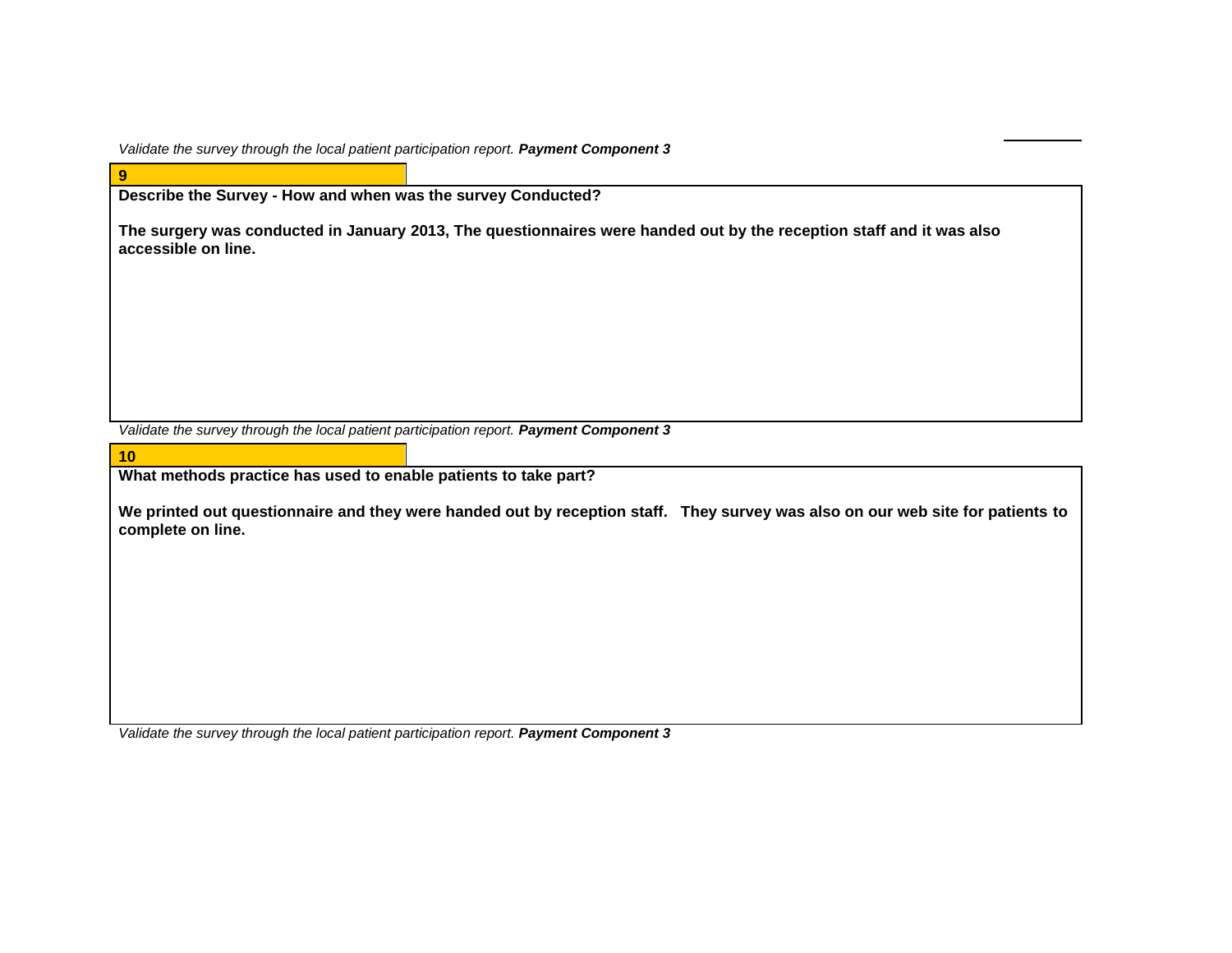*Validate the survey through the local patient participation report.* ***Payment Component 3***

**9**

**Describe the Survey - How and when was the survey Conducted?**

**The surgery was conducted in January 2013, The questionnaires were handed out by the reception staff and it was also accessible on line.**

*Validate the survey through the local patient participation report.* ***Payment Component 3***

**10**

**What methods practice has used to enable patients to take part?**

**We printed out questionnaire and they were handed out by reception staff.   They survey was also on our web site for patients to complete on line.**

*Validate the survey through the local patient participation report.* ***Payment Component 3***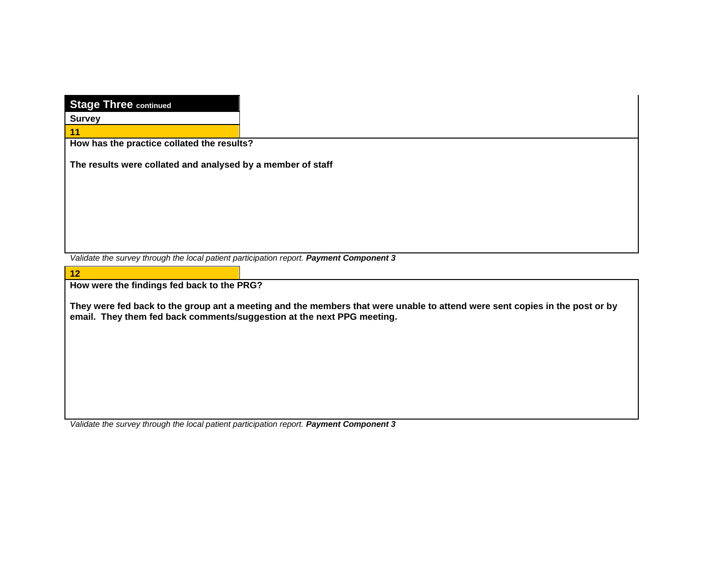## Stage Three continued

**Survey**

**11**

**How has the practice collated the results?**

**The results were collated and analysed by a member of staff**

*Validate the survey through the local patient participation report.* ***Payment Component 3***

**12**

**How were the findings fed back to the PRG?**

**They were fed back to the group ant a meeting and the members that were unable to attend were sent copies in the post or by email. They them fed back comments/suggestion at the next PPG meeting.**

*Validate the survey through the local patient participation report.* ***Payment Component 3***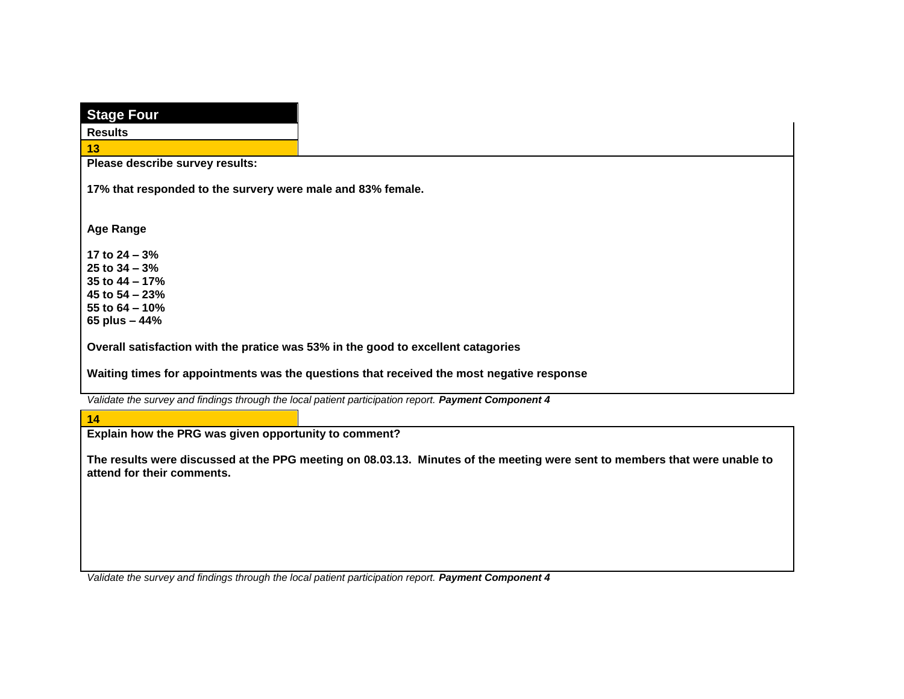## Stage Four

**Results**

**13**

**Please describe survey results:**

**17% that responded to the survery were male and 83% female.**

**Age Range**

**17 to 24 – 3%**
**25 to 34 – 3%**
**35 to 44 – 17%**
**45 to 54 – 23%**
**55 to 64 – 10%**
**65 plus – 44%**

**Overall satisfaction with the pratice was 53% in the good to excellent catagories**

**Waiting times for appointments was the questions that received the most negative response**

*Validate the survey and findings through the local patient participation report.* ***Payment Component 4***

**14**

**Explain how the PRG was given opportunity to comment?**

**The results were discussed at the PPG meeting on 08.03.13. Minutes of the meeting were sent to members that were unable to attend for their comments.**

*Validate the survey and findings through the local patient participation report.* ***Payment Component 4***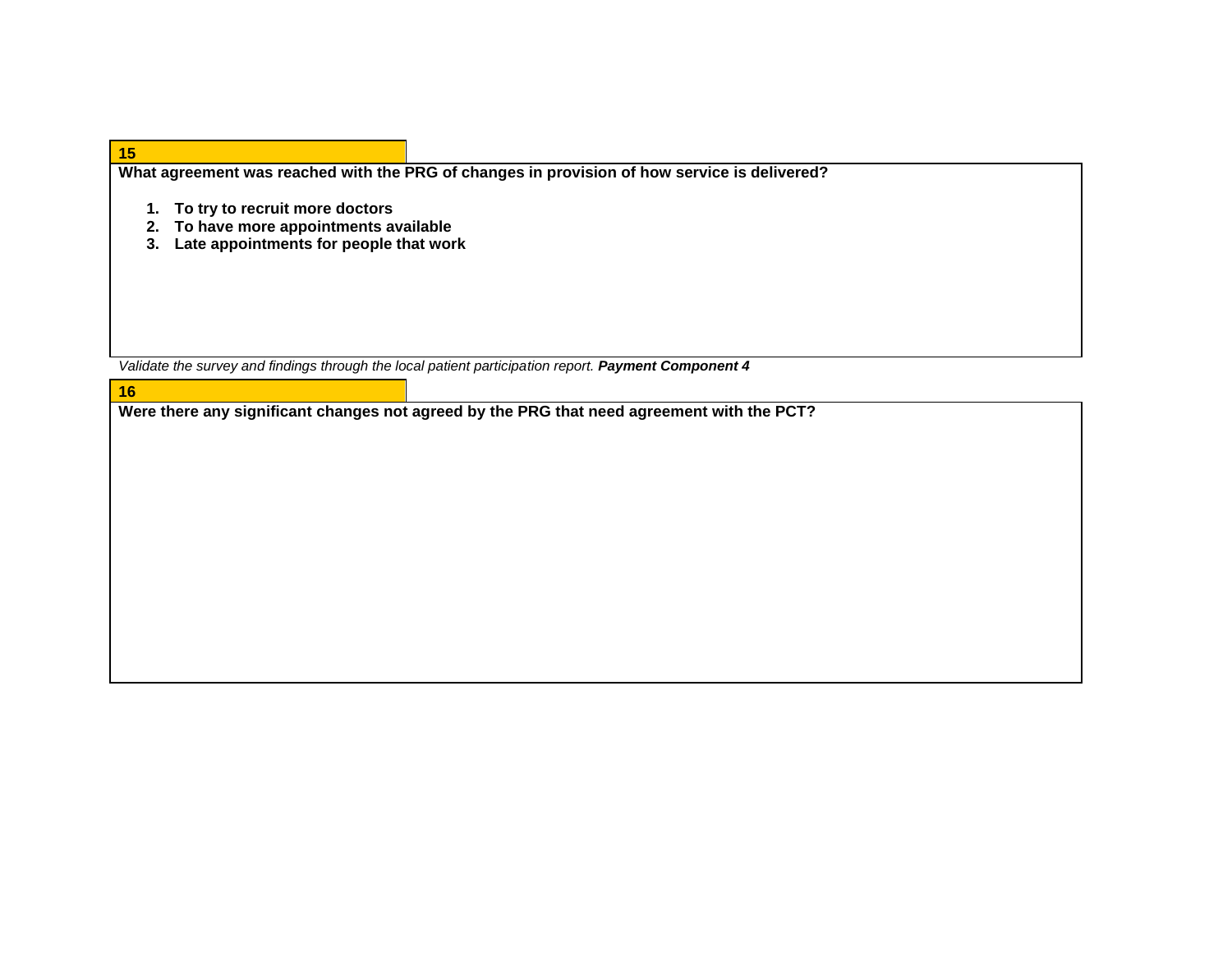**15**

**What agreement was reached with the PRG of changes in provision of how service is delivered?**

1. **To try to recruit more doctors**
2. **To have more appointments available**
3. **Late appointments for people that work**

*Validate the survey and findings through the local patient participation report.* ***Payment Component 4***

**16**

**Were there any significant changes not agreed by the PRG that need agreement with the PCT?**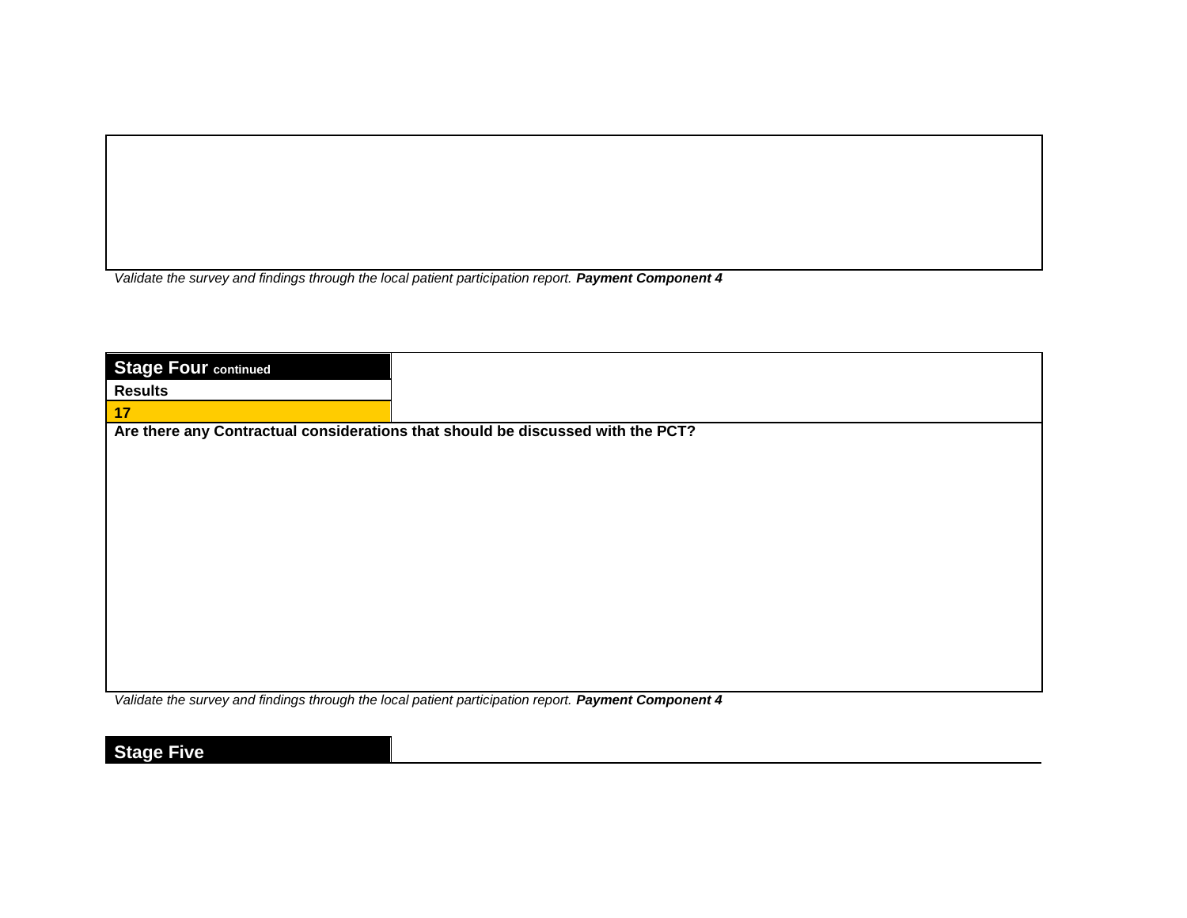*Validate the survey and findings through the local patient participation report.* ***Payment Component 4***

## Stage Four continued

**Results**

**17**

**Are there any Contractual considerations that should be discussed with the PCT?**

*Validate the survey and findings through the local patient participation report.* ***Payment Component 4***

## Stage Five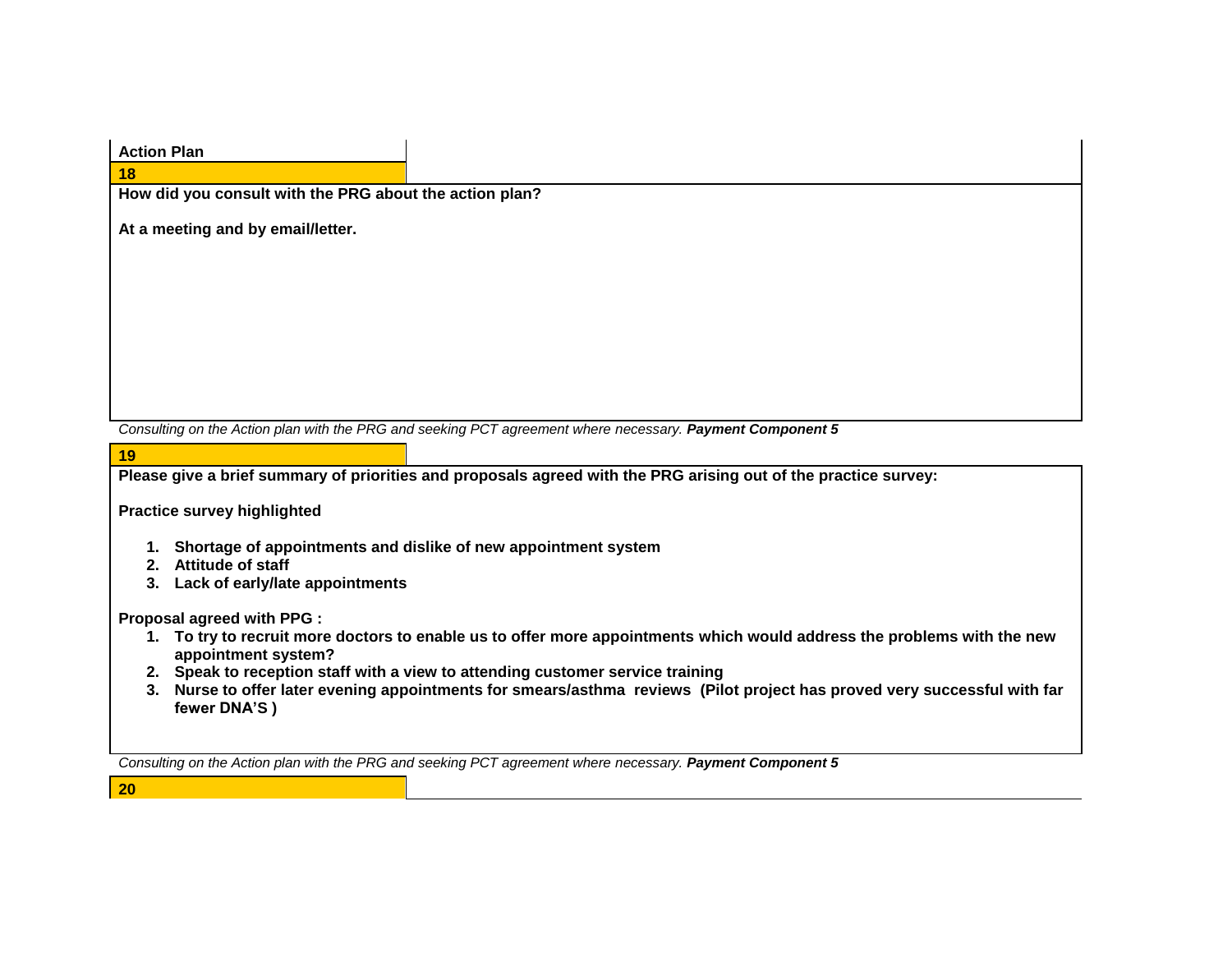**Action Plan**

**18**

**How did you consult with the PRG about the action plan?**

**At a meeting and by email/letter.**

*Consulting on the Action plan with the PRG and seeking PCT agreement where necessary.* ***Payment Component 5***

**19**

**Please give a brief summary of priorities and proposals agreed with the PRG arising out of the practice survey:**

**Practice survey highlighted**

1. **Shortage of appointments and dislike of new appointment system**
2. **Attitude of staff**
3. **Lack of early/late appointments**

**Proposal agreed with PPG :**

1. **To try to recruit more doctors to enable us to offer more appointments which would address the problems with the new appointment system?**
2. **Speak to reception staff with a view to attending customer service training**
3. **Nurse to offer later evening appointments for smears/asthma reviews (Pilot project has proved very successful with far fewer DNA'S )**

*Consulting on the Action plan with the PRG and seeking PCT agreement where necessary.* ***Payment Component 5***

**20**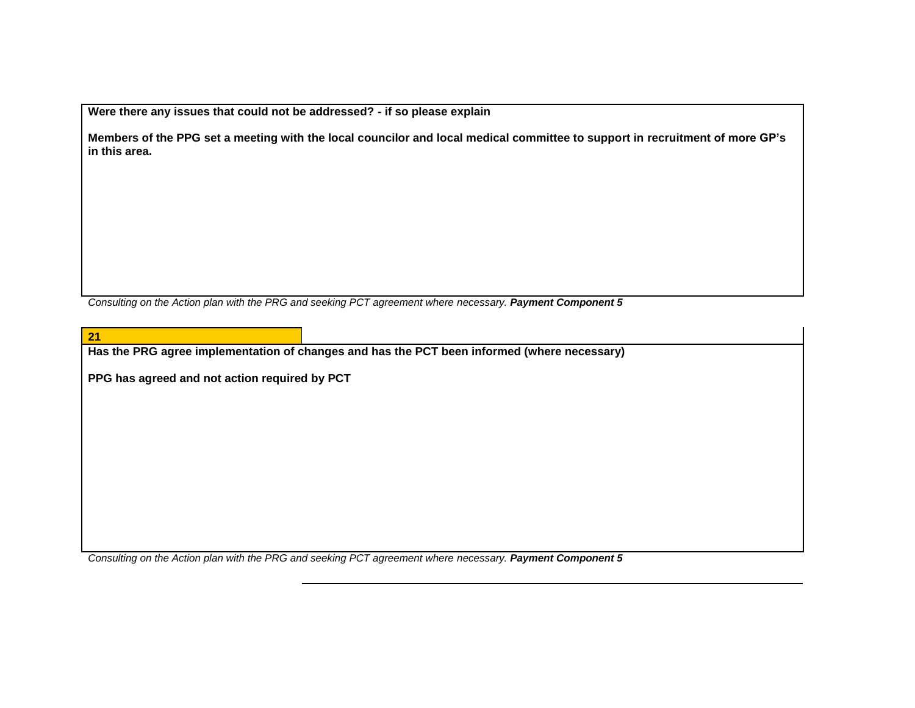**Were there any issues that could not be addressed? - if so please explain**

**Members of the PPG set a meeting with the local councilor and local medical committee to support in recruitment of more GP's in this area.**

*Consulting on the Action plan with the PRG and seeking PCT agreement where necessary.* ***Payment Component 5***

**21**

**Has the PRG agree implementation of changes and has the PCT been informed (where necessary)**

**PPG has agreed and not action required by PCT**

*Consulting on the Action plan with the PRG and seeking PCT agreement where necessary.* ***Payment Component 5***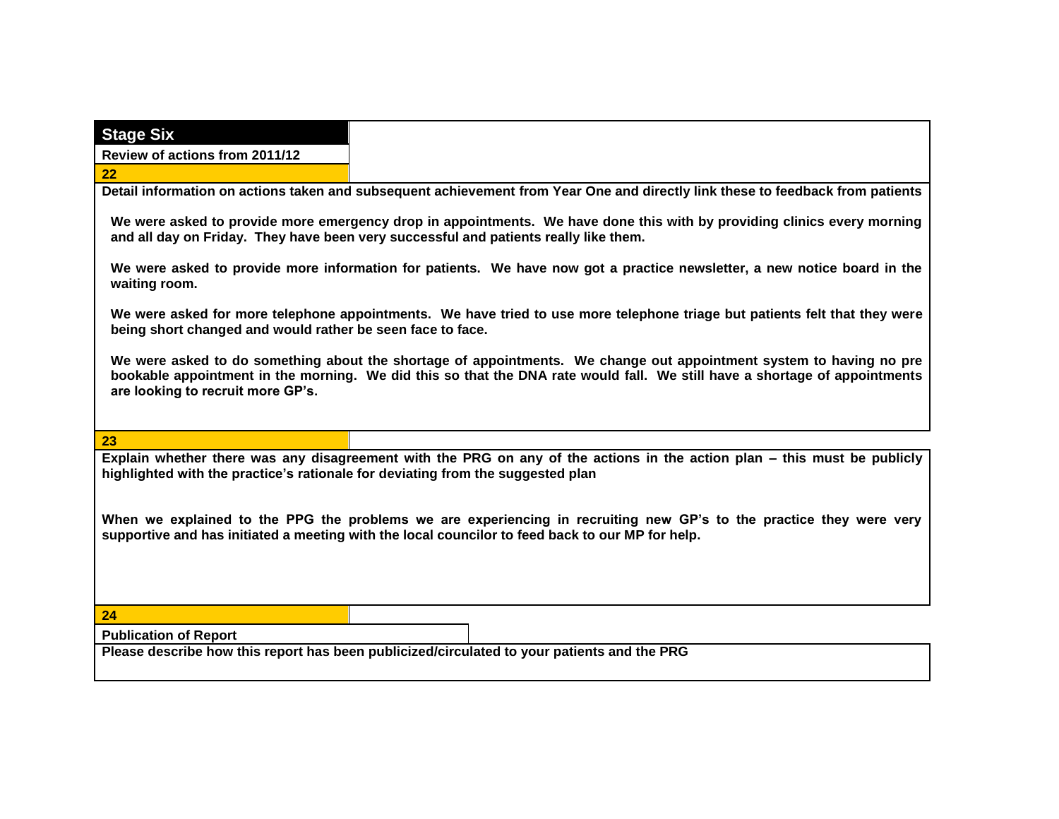## Stage Six

**Review of actions from 2011/12**

**22**

**Detail information on actions taken and subsequent achievement from Year One and directly link these to feedback from patients**

**We were asked to provide more emergency drop in appointments. We have done this with by providing clinics every morning and all day on Friday. They have been very successful and patients really like them.**

**We were asked to provide more information for patients. We have now got a practice newsletter, a new notice board in the waiting room.**

**We were asked for more telephone appointments. We have tried to use more telephone triage but patients felt that they were being short changed and would rather be seen face to face.**

**We were asked to do something about the shortage of appointments. We change out appointment system to having no pre bookable appointment in the morning. We did this so that the DNA rate would fall. We still have a shortage of appointments are looking to recruit more GP's.**

**23**

**Explain whether there was any disagreement with the PRG on any of the actions in the action plan – this must be publicly highlighted with the practice's rationale for deviating from the suggested plan**

**When we explained to the PPG the problems we are experiencing in recruiting new GP's to the practice they were very supportive and has initiated a meeting with the local councilor to feed back to our MP for help.**

**24**

**Publication of Report**

**Please describe how this report has been publicized/circulated to your patients and the PRG**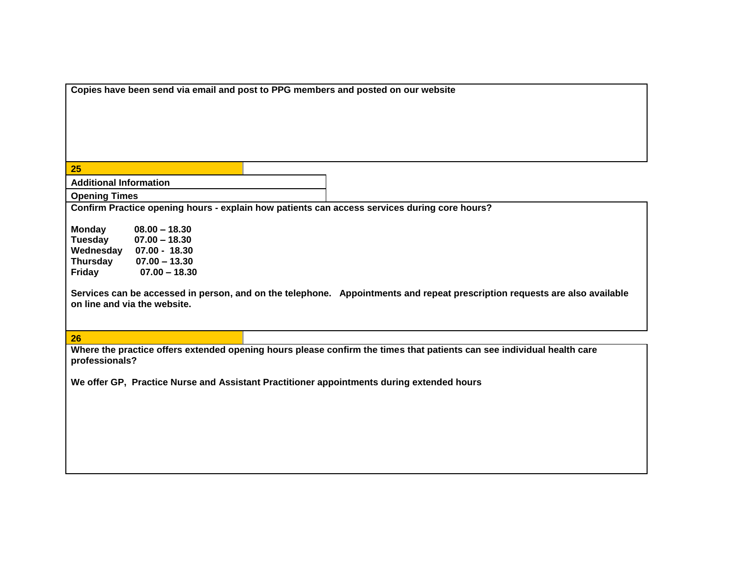**Copies have been send via email and post to PPG members and posted on our website**

**25**

**Additional Information**

**Opening Times**

**Confirm Practice opening hours - explain how patients can access services during core hours?**

| | |
|---|---|
| **Monday** | **08.00 – 18.30** |
| **Tuesday** | **07.00 – 18.30** |
| **Wednesday** | **07.00 - 18.30** |
| **Thursday** | **07.00 – 13.30** |
| **Friday** | **07.00 – 18.30** |

**Services can be accessed in person, and on the telephone. Appointments and repeat prescription requests are also available on line and via the website.**

**26**

**Where the practice offers extended opening hours please confirm the times that patients can see individual health care professionals?**

**We offer GP, Practice Nurse and Assistant Practitioner appointments during extended hours**